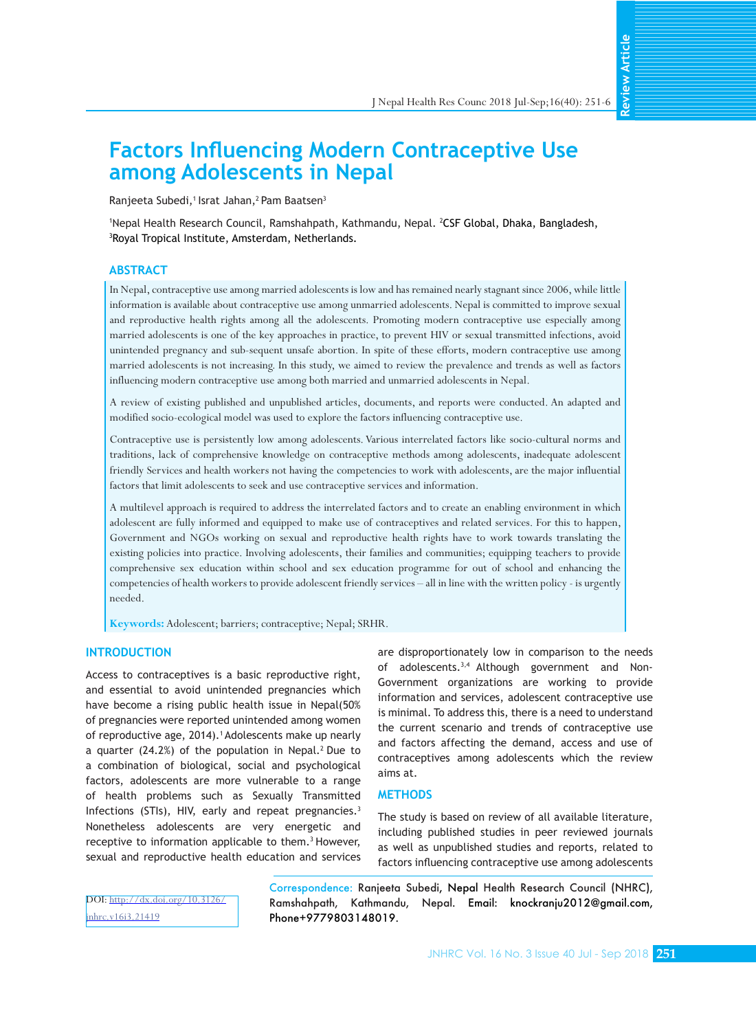# Factors Influencing Modern Contraceptive Use among Adolescents in Nepal

Ranjeeta Subedi,[1] Israt Jahan,[2] Pam Baatsen[3]

[1]Nepal Health Research Council, Ramshahpath, Kathmandu, Nepal. [2]CSF Global, Dhaka, Bangladesh, [3]Royal Tropical Institute, Amsterdam, Netherlands.

## ABSTRACT

In Nepal, contraceptive use among married adolescents is low and has remained nearly stagnant since 2006, while little information is available about contraceptive use among unmarried adolescents. Nepal is committed to improve sexual and reproductive health rights among all the adolescents. Promoting modern contraceptive use especially among married adolescents is one of the key approaches in practice, to prevent HIV or sexual transmitted infections, avoid unintended pregnancy and sub-sequent unsafe abortion. In spite of these efforts, modern contraceptive use among married adolescents is not increasing. In this study, we aimed to review the prevalence and trends as well as factors influencing modern contraceptive use among both married and unmarried adolescents in Nepal.

A review of existing published and unpublished articles, documents, and reports were conducted. An adapted and modified socio-ecological model was used to explore the factors influencing contraceptive use.

Contraceptive use is persistently low among adolescents. Various interrelated factors like socio-cultural norms and traditions, lack of comprehensive knowledge on contraceptive methods among adolescents, inadequate adolescent friendly Services and health workers not having the competencies to work with adolescents, are the major influential factors that limit adolescents to seek and use contraceptive services and information.

A multilevel approach is required to address the interrelated factors and to create an enabling environment in which adolescent are fully informed and equipped to make use of contraceptives and related services. For this to happen, Government and NGOs working on sexual and reproductive health rights have to work towards translating the existing policies into practice. Involving adolescents, their families and communities; equipping teachers to provide comprehensive sex education within school and sex education programme for out of school and enhancing the competencies of health workers to provide adolescent friendly services – all in line with the written policy - is urgently needed.

**Keywords:** Adolescent; barriers; contraceptive; Nepal; SRHR.

## INTRODUCTION

Access to contraceptives is a basic reproductive right, and essential to avoid unintended pregnancies which have become a rising public health issue in Nepal(50% of pregnancies were reported unintended among women of reproductive age, 2014).[1] Adolescents make up nearly a quarter (24.2%) of the population in Nepal.[2] Due to a combination of biological, social and psychological factors, adolescents are more vulnerable to a range of health problems such as Sexually Transmitted Infections (STIs), HIV, early and repeat pregnancies.[3] Nonetheless adolescents are very energetic and receptive to information applicable to them.[3] However, sexual and reproductive health education and services are disproportionately low in comparison to the needs of adolescents.[3,4] Although government and Non-Government organizations are working to provide information and services, adolescent contraceptive use is minimal. To address this, there is a need to understand the current scenario and trends of contraceptive use and factors affecting the demand, access and use of contraceptives among adolescents which the review aims at.

## METHODS

The study is based on review of all available literature, including published studies in peer reviewed journals as well as unpublished studies and reports, related to factors influencing contraceptive use among adolescents

DOI: http://dx.doi.org/10.31267/jnhrc.v16i3.21419

**Correspondence:** Ranjeeta Subedi, Nepal Health Research Council (NHRC), Ramshahpath, Kathmandu, Nepal. Email: knockranju2012@gmail.com, Phone+9779803148019.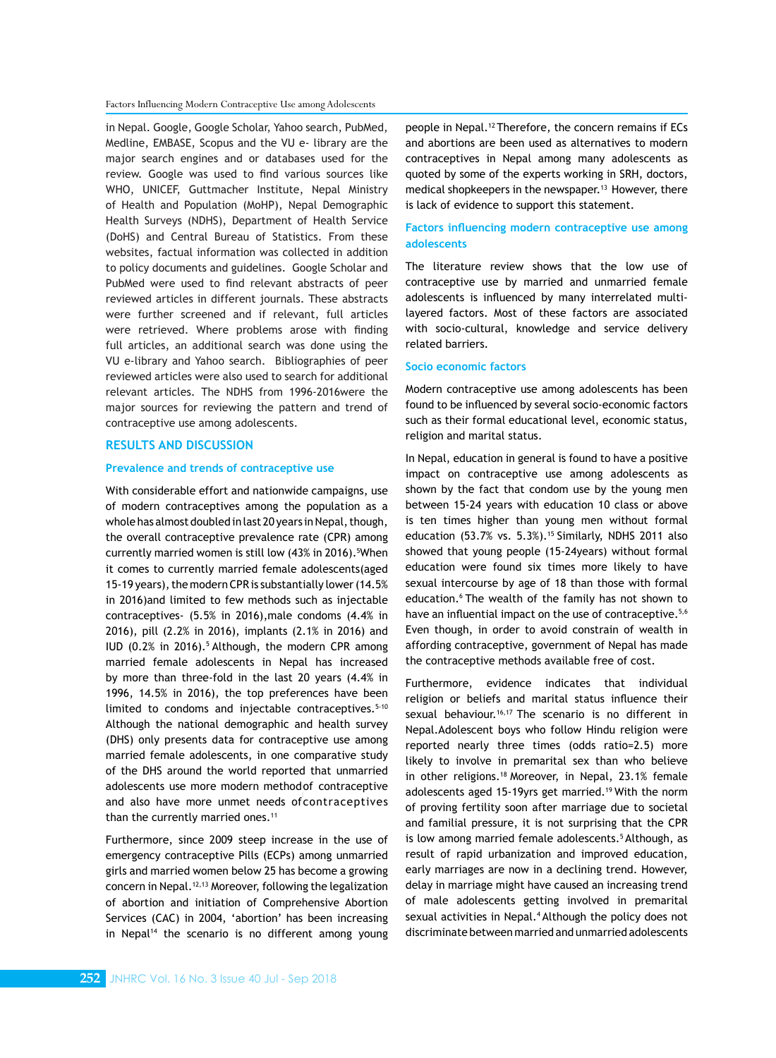in Nepal. Google, Google Scholar, Yahoo search, PubMed, Medline, EMBASE, Scopus and the VU e- library are the major search engines and or databases used for the review. Google was used to find various sources like WHO, UNICEF, Guttmacher Institute, Nepal Ministry of Health and Population (MoHP), Nepal Demographic Health Surveys (NDHS), Department of Health Service (DoHS) and Central Bureau of Statistics. From these websites, factual information was collected in addition to policy documents and guidelines. Google Scholar and PubMed were used to find relevant abstracts of peer reviewed articles in different journals. These abstracts were further screened and if relevant, full articles were retrieved. Where problems arose with finding full articles, an additional search was done using the VU e-library and Yahoo search. Bibliographies of peer reviewed articles were also used to search for additional relevant articles. The NDHS from 1996-2016were the major sources for reviewing the pattern and trend of contraceptive use among adolescents.

## RESULTS AND DISCUSSION

### Prevalence and trends of contraceptive use

With considerable effort and nationwide campaigns, use of modern contraceptives among the population as a whole has almost doubled in last 20 years in Nepal, though, the overall contraceptive prevalence rate (CPR) among currently married women is still low (43% in 2016).[5]When it comes to currently married female adolescents(aged 15-19 years), the modern CPR is substantially lower (14.5% in 2016)and limited to few methods such as injectable contraceptives- (5.5% in 2016),male condoms (4.4% in 2016), pill (2.2% in 2016), implants (2.1% in 2016) and IUD (0.2% in 2016).[5] Although, the modern CPR among married female adolescents in Nepal has increased by more than three-fold in the last 20 years (4.4% in 1996, 14.5% in 2016), the top preferences have been limited to condoms and injectable contraceptives.[5-10] Although the national demographic and health survey (DHS) only presents data for contraceptive use among married female adolescents, in one comparative study of the DHS around the world reported that unmarried adolescents use more modern methodof contraceptive and also have more unmet needs ofcontraceptives than the currently married ones.[11]

Furthermore, since 2009 steep increase in the use of emergency contraceptive Pills (ECPs) among unmarried girls and married women below 25 has become a growing concern in Nepal.[12,13] Moreover, following the legalization of abortion and initiation of Comprehensive Abortion Services (CAC) in 2004, 'abortion' has been increasing in Nepal[14] the scenario is no different among young people in Nepal.[12] Therefore, the concern remains if ECs and abortions are been used as alternatives to modern contraceptives in Nepal among many adolescents as quoted by some of the experts working in SRH, doctors, medical shopkeepers in the newspaper.[13] However, there is lack of evidence to support this statement.

### Factors influencing modern contraceptive use among adolescents

The literature review shows that the low use of contraceptive use by married and unmarried female adolescents is influenced by many interrelated multi-layered factors. Most of these factors are associated with socio-cultural, knowledge and service delivery related barriers.

### Socio economic factors

Modern contraceptive use among adolescents has been found to be influenced by several socio-economic factors such as their formal educational level, economic status, religion and marital status.

In Nepal, education in general is found to have a positive impact on contraceptive use among adolescents as shown by the fact that condom use by the young men between 15-24 years with education 10 class or above is ten times higher than young men without formal education (53.7% vs. 5.3%).[15] Similarly, NDHS 2011 also showed that young people (15-24years) without formal education were found six times more likely to have sexual intercourse by age of 18 than those with formal education.[6] The wealth of the family has not shown to have an influential impact on the use of contraceptive.[5,6] Even though, in order to avoid constrain of wealth in affording contraceptive, government of Nepal has made the contraceptive methods available free of cost.

Furthermore, evidence indicates that individual religion or beliefs and marital status influence their sexual behaviour.[16,17] The scenario is no different in Nepal.Adolescent boys who follow Hindu religion were reported nearly three times (odds ratio=2.5) more likely to involve in premarital sex than who believe in other religions.[18] Moreover, in Nepal, 23.1% female adolescents aged 15-19yrs get married.[19] With the norm of proving fertility soon after marriage due to societal and familial pressure, it is not surprising that the CPR is low among married female adolescents.[5] Although, as result of rapid urbanization and improved education, early marriages are now in a declining trend. However, delay in marriage might have caused an increasing trend of male adolescents getting involved in premarital sexual activities in Nepal.[4] Although the policy does not discriminate between married and unmarried adolescents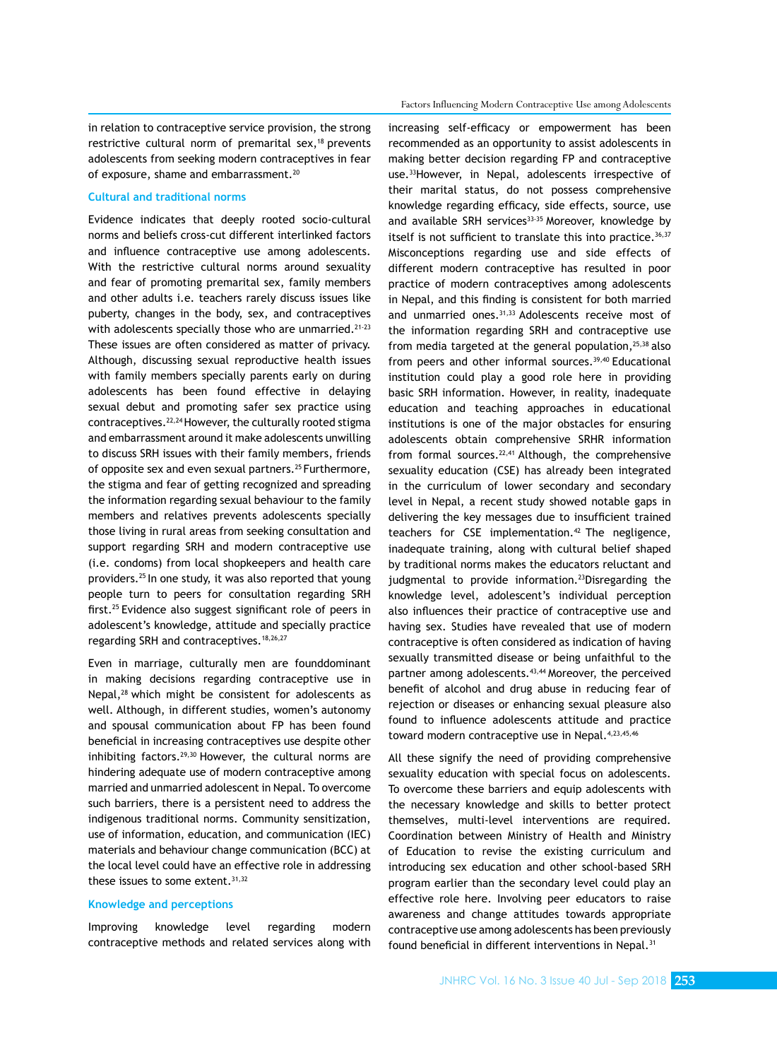in relation to contraceptive service provision, the strong restrictive cultural norm of premarital sex,[18] prevents adolescents from seeking modern contraceptives in fear of exposure, shame and embarrassment.[20]

## Cultural and traditional norms

Evidence indicates that deeply rooted socio-cultural norms and beliefs cross-cut different interlinked factors and influence contraceptive use among adolescents. With the restrictive cultural norms around sexuality and fear of promoting premarital sex, family members and other adults i.e. teachers rarely discuss issues like puberty, changes in the body, sex, and contraceptives with adolescents specially those who are unmarried.[21-23] These issues are often considered as matter of privacy. Although, discussing sexual reproductive health issues with family members specially parents early on during adolescents has been found effective in delaying sexual debut and promoting safer sex practice using contraceptives.[22,24] However, the culturally rooted stigma and embarrassment around it make adolescents unwilling to discuss SRH issues with their family members, friends of opposite sex and even sexual partners.[25] Furthermore, the stigma and fear of getting recognized and spreading the information regarding sexual behaviour to the family members and relatives prevents adolescents specially those living in rural areas from seeking consultation and support regarding SRH and modern contraceptive use (i.e. condoms) from local shopkeepers and health care providers.[25] In one study, it was also reported that young people turn to peers for consultation regarding SRH first.[25] Evidence also suggest significant role of peers in adolescent's knowledge, attitude and specially practice regarding SRH and contraceptives.[18,26,27]

Even in marriage, culturally men are founddominant in making decisions regarding contraceptive use in Nepal,[28] which might be consistent for adolescents as well. Although, in different studies, women's autonomy and spousal communication about FP has been found beneficial in increasing contraceptives use despite other inhibiting factors.[29,30] However, the cultural norms are hindering adequate use of modern contraceptive among married and unmarried adolescent in Nepal. To overcome such barriers, there is a persistent need to address the indigenous traditional norms. Community sensitization, use of information, education, and communication (IEC) materials and behaviour change communication (BCC) at the local level could have an effective role in addressing these issues to some extent.[31,32]

## Knowledge and perceptions

Improving knowledge level regarding modern contraceptive methods and related services along with increasing self-efficacy or empowerment has been recommended as an opportunity to assist adolescents in making better decision regarding FP and contraceptive use.[33]However, in Nepal, adolescents irrespective of their marital status, do not possess comprehensive knowledge regarding efficacy, side effects, source, use and available SRH services[33-35] Moreover, knowledge by itself is not sufficient to translate this into practice.[36,37] Misconceptions regarding use and side effects of different modern contraceptive has resulted in poor practice of modern contraceptives among adolescents in Nepal, and this finding is consistent for both married and unmarried ones.[31,33] Adolescents receive most of the information regarding SRH and contraceptive use from media targeted at the general population,[25,38] also from peers and other informal sources.[39,40] Educational institution could play a good role here in providing basic SRH information. However, in reality, inadequate education and teaching approaches in educational institutions is one of the major obstacles for ensuring adolescents obtain comprehensive SRHR information from formal sources.[22,41] Although, the comprehensive sexuality education (CSE) has already been integrated in the curriculum of lower secondary and secondary level in Nepal, a recent study showed notable gaps in delivering the key messages due to insufficient trained teachers for CSE implementation.[42] The negligence, inadequate training, along with cultural belief shaped by traditional norms makes the educators reluctant and judgmental to provide information.[23]Disregarding the knowledge level, adolescent's individual perception also influences their practice of contraceptive use and having sex. Studies have revealed that use of modern contraceptive is often considered as indication of having sexually transmitted disease or being unfaithful to the partner among adolescents.[43,44] Moreover, the perceived benefit of alcohol and drug abuse in reducing fear of rejection or diseases or enhancing sexual pleasure also found to influence adolescents attitude and practice toward modern contraceptive use in Nepal.[4,23,45,46]

All these signify the need of providing comprehensive sexuality education with special focus on adolescents. To overcome these barriers and equip adolescents with the necessary knowledge and skills to better protect themselves, multi-level interventions are required. Coordination between Ministry of Health and Ministry of Education to revise the existing curriculum and introducing sex education and other school-based SRH program earlier than the secondary level could play an effective role here. Involving peer educators to raise awareness and change attitudes towards appropriate contraceptive use among adolescents has been previously found beneficial in different interventions in Nepal.[31]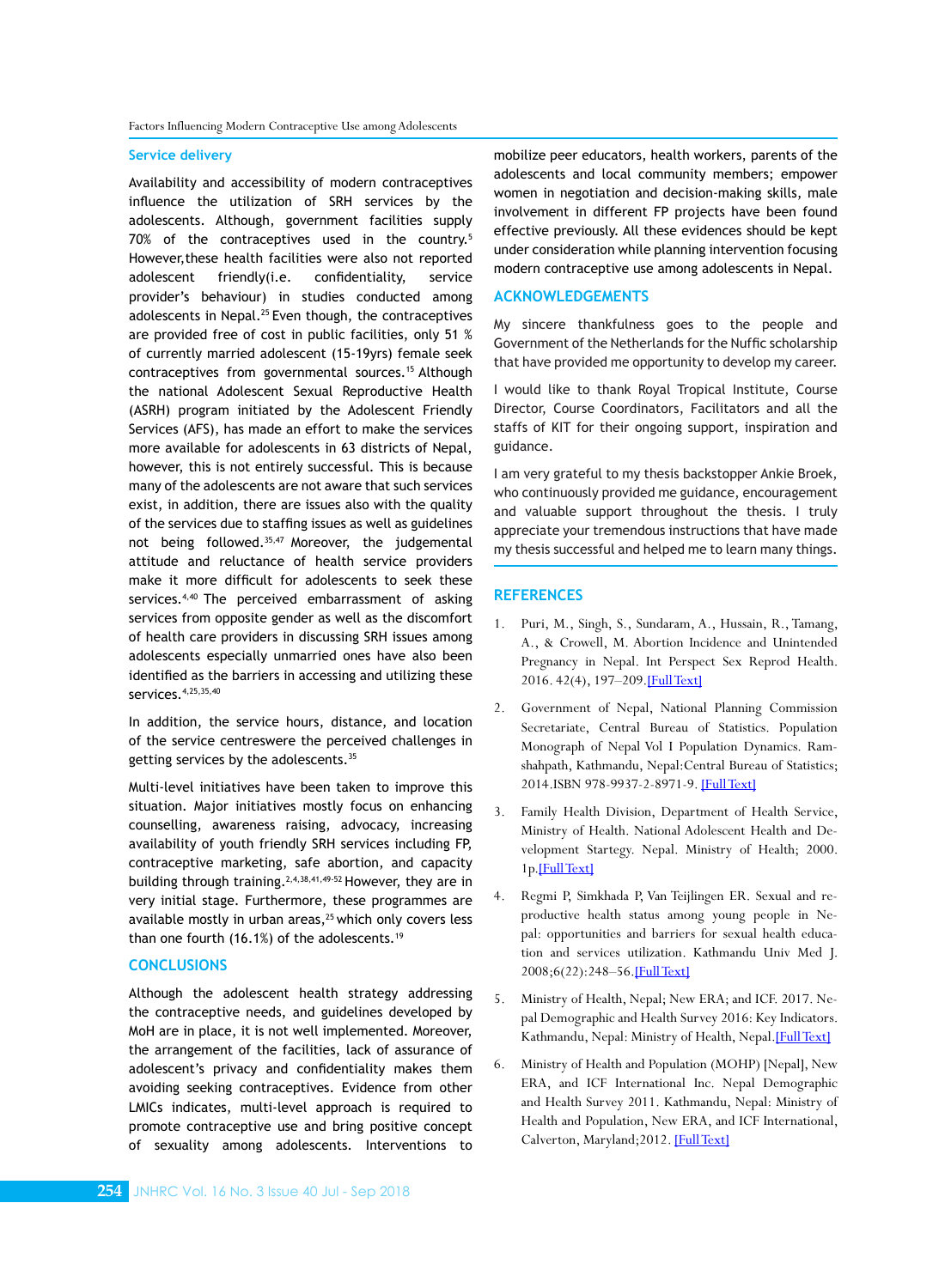### Service delivery

Availability and accessibility of modern contraceptives influence the utilization of SRH services by the adolescents. Although, government facilities supply 70% of the contraceptives used in the country.[5] However,these health facilities were also not reported adolescent friendly(i.e. confidentiality, service provider's behaviour) in studies conducted among adolescents in Nepal.[25] Even though, the contraceptives are provided free of cost in public facilities, only 51 % of currently married adolescent (15-19yrs) female seek contraceptives from governmental sources.[15] Although the national Adolescent Sexual Reproductive Health (ASRH) program initiated by the Adolescent Friendly Services (AFS), has made an effort to make the services more available for adolescents in 63 districts of Nepal, however, this is not entirely successful. This is because many of the adolescents are not aware that such services exist, in addition, there are issues also with the quality of the services due to staffing issues as well as guidelines not being followed.[35,47] Moreover, the judgemental attitude and reluctance of health service providers make it more difficult for adolescents to seek these services.[4,40] The perceived embarrassment of asking services from opposite gender as well as the discomfort of health care providers in discussing SRH issues among adolescents especially unmarried ones have also been identified as the barriers in accessing and utilizing these services.[4,25,35,40]

In addition, the service hours, distance, and location of the service centreswere the perceived challenges in getting services by the adolescents.[35]

Multi-level initiatives have been taken to improve this situation. Major initiatives mostly focus on enhancing counselling, awareness raising, advocacy, increasing availability of youth friendly SRH services including FP, contraceptive marketing, safe abortion, and capacity building through training.[2,4,38,41,49-52] However, they are in very initial stage. Furthermore, these programmes are available mostly in urban areas,[25] which only covers less than one fourth (16.1%) of the adolescents.[19]

## CONCLUSIONS

Although the adolescent health strategy addressing the contraceptive needs, and guidelines developed by MoH are in place, it is not well implemented. Moreover, the arrangement of the facilities, lack of assurance of adolescent's privacy and confidentiality makes them avoiding seeking contraceptives. Evidence from other LMICs indicates, multi-level approach is required to promote contraceptive use and bring positive concept of sexuality among adolescents. Interventions to mobilize peer educators, health workers, parents of the adolescents and local community members; empower women in negotiation and decision-making skills, male involvement in different FP projects have been found effective previously. All these evidences should be kept under consideration while planning intervention focusing modern contraceptive use among adolescents in Nepal.

## ACKNOWLEDGEMENTS

My sincere thankfulness goes to the people and Government of the Netherlands for the Nuffic scholarship that have provided me opportunity to develop my career.

I would like to thank Royal Tropical Institute, Course Director, Course Coordinators, Facilitators and all the staffs of KIT for their ongoing support, inspiration and guidance.

I am very grateful to my thesis backstopper Ankie Broek, who continuously provided me guidance, encouragement and valuable support throughout the thesis. I truly appreciate your tremendous instructions that have made my thesis successful and helped me to learn many things.

## REFERENCES

1. Puri, M., Singh, S., Sundaram, A., Hussain, R., Tamang, A., & Crowell, M. Abortion Incidence and Unintended Pregnancy in Nepal. Int Perspect Sex Reprod Health. 2016. 42(4), 197–209.[Full Text]
2. Government of Nepal, National Planning Commission Secretariate, Central Bureau of Statistics. Population Monograph of Nepal Vol I Population Dynamics. Ramshahpath, Kathmandu, Nepal:Central Bureau of Statistics; 2014.ISBN 978-9937-2-8971-9. [Full Text]
3. Family Health Division, Department of Health Service, Ministry of Health. National Adolescent Health and Development Startegy. Nepal. Ministry of Health; 2000. 1p.[Full Text]
4. Regmi P, Simkhada P, Van Teijlingen ER. Sexual and reproductive health status among young people in Nepal: opportunities and barriers for sexual health education and services utilization. Kathmandu Univ Med J. 2008;6(22):248–56.[Full Text]
5. Ministry of Health, Nepal; New ERA; and ICF. 2017. Nepal Demographic and Health Survey 2016: Key Indicators. Kathmandu, Nepal: Ministry of Health, Nepal.[Full Text]
6. Ministry of Health and Population (MOHP) [Nepal], New ERA, and ICF International Inc. Nepal Demographic and Health Survey 2011. Kathmandu, Nepal: Ministry of Health and Population, New ERA, and ICF International, Calverton, Maryland;2012. [Full Text]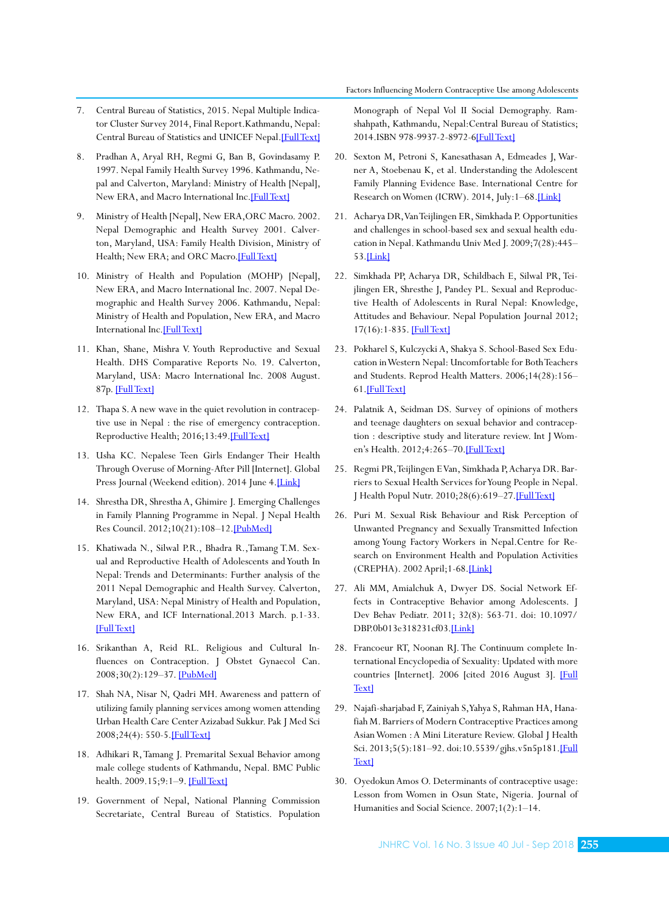7. Central Bureau of Statistics, 2015. Nepal Multiple Indicator Cluster Survey 2014, Final Report.Kathmandu, Nepal: Central Bureau of Statistics and UNICEF Nepal.[Full Text]

8. Pradhan A, Aryal RH, Regmi G, Ban B, Govindasamy P. 1997. Nepal Family Health Survey 1996. Kathmandu, Nepal and Calverton, Maryland: Ministry of Health [Nepal], New ERA, and Macro International Inc.[Full Text]

9. Ministry of Health [Nepal], New ERA, ORC Macro. 2002. Nepal Demographic and Health Survey 2001. Calverton, Maryland, USA: Family Health Division, Ministry of Health; New ERA; and ORC Macro.[Full Text]

10. Ministry of Health and Population (MOHP) [Nepal], New ERA, and Macro International Inc. 2007. Nepal Demographic and Health Survey 2006. Kathmandu, Nepal: Ministry of Health and Population, New ERA, and Macro International Inc.[Full Text]

11. Khan, Shane, Mishra V. Youth Reproductive and Sexual Health. DHS Comparative Reports No. 19. Calverton, Maryland, USA: Macro International Inc. 2008 August. 87p. [Full Text]

12. Thapa S. A new wave in the quiet revolution in contraceptive use in Nepal : the rise of emergency contraception. Reproductive Health; 2016;13:49.[Full Text]

13. Usha KC. Nepalese Teen Girls Endanger Their Health Through Overuse of Morning-After Pill [Internet]. Global Press Journal (Weekend edition). 2014 June 4.[Link]

14. Shrestha DR, Shrestha A, Ghimire J. Emerging Challenges in Family Planning Programme in Nepal. J Nepal Health Res Council. 2012;10(21):108–12.[PubMed]

15. Khatiwada N., Silwal P.R., Bhadra R.,Tamang T.M. Sexual and Reproductive Health of Adolescents and Youth In Nepal: Trends and Determinants: Further analysis of the 2011 Nepal Demographic and Health Survey. Calverton, Maryland, USA: Nepal Ministry of Health and Population, New ERA, and ICF International.2013 March. p.1-33. [Full Text]

16. Srikanthan A, Reid RL. Religious and Cultural Influences on Contraception. J Obstet Gynaecol Can. 2008;30(2):129–37. [PubMed]

17. Shah NA, Nisar N, Qadri MH. Awareness and pattern of utilizing family planning services among women attending Urban Health Care Center Azizabad Sukkur. Pak J Med Sci 2008;24(4): 550-5.[Full Text]

18. Adhikari R, Tamang J. Premarital Sexual Behavior among male college students of Kathmandu, Nepal. BMC Public health. 2009.15;9:1–9. [Full Text]

19. Government of Nepal, National Planning Commission Secretariate, Central Bureau of Statistics. Population Monograph of Nepal Vol II Social Demography. Ramshahpath, Kathmandu, Nepal:Central Bureau of Statistics; 2014.ISBN 978-9937-2-8972-6[Full Text]

20. Sexton M, Petroni S, Kanesathasan A, Edmeades J, Warner A, Stoebenau K, et al. Understanding the Adolescent Family Planning Evidence Base. International Centre for Research on Women (ICRW). 2014, July:1–68.[Link]

21. Acharya DR, Van Teijlingen ER, Simkhada P. Opportunities and challenges in school-based sex and sexual health education in Nepal. Kathmandu Univ Med J. 2009;7(28):445–53.[Link]

22. Simkhada PP, Acharya DR, Schildbach E, Silwal PR, Teijlingen ER, Shresthe J, Pandey PL. Sexual and Reproductive Health of Adolescents in Rural Nepal: Knowledge, Attitudes and Behaviour. Nepal Population Journal 2012; 17(16):1-835. [Full Text]

23. Pokharel S, Kulczycki A, Shakya S. School-Based Sex Education in Western Nepal: Uncomfortable for Both Teachers and Students. Reprod Health Matters. 2006;14(28):156–61.[Full Text]

24. Palatnik A, Seidman DS. Survey of opinions of mothers and teenage daughters on sexual behavior and contraception : descriptive study and literature review. Int J Women's Health. 2012;4:265–70.[Full Text]

25. Regmi PR, Teijlingen E Van, Simkhada P, Acharya DR. Barriers to Sexual Health Services for Young People in Nepal. J Health Popul Nutr. 2010;28(6):619–27.[Full Text]

26. Puri M. Sexual Risk Behaviour and Risk Perception of Unwanted Pregnancy and Sexually Transmitted Infection among Young Factory Workers in Nepal.Centre for Research on Environment Health and Population Activities (CREPHA). 2002 April;1-68.[Link]

27. Ali MM, Amialchuk A, Dwyer DS. Social Network Effects in Contraceptive Behavior among Adolescents. J Dev Behav Pediatr. 2011; 32(8): 563-71. doi: 10.1097/DBP.0b013e318231cf03.[Link]

28. Francoeur RT, Noonan RJ. The Continuum complete International Encyclopedia of Sexuality: Updated with more countries [Internet]. 2006 [cited 2016 August 3]. [Full Text]

29. Najafi-sharjabad F, Zainiyah S, Yahya S, Rahman HA, Hanafiah M. Barriers of Modern Contraceptive Practices among Asian Women : A Mini Literature Review. Global J Health Sci. 2013;5(5):181–92. doi:10.5539/gjhs.v5n5p181.[Full Text]

30. Oyedokun Amos O. Determinants of contraceptive usage: Lesson from Women in Osun State, Nigeria. Journal of Humanities and Social Science. 2007;1(2):1–14.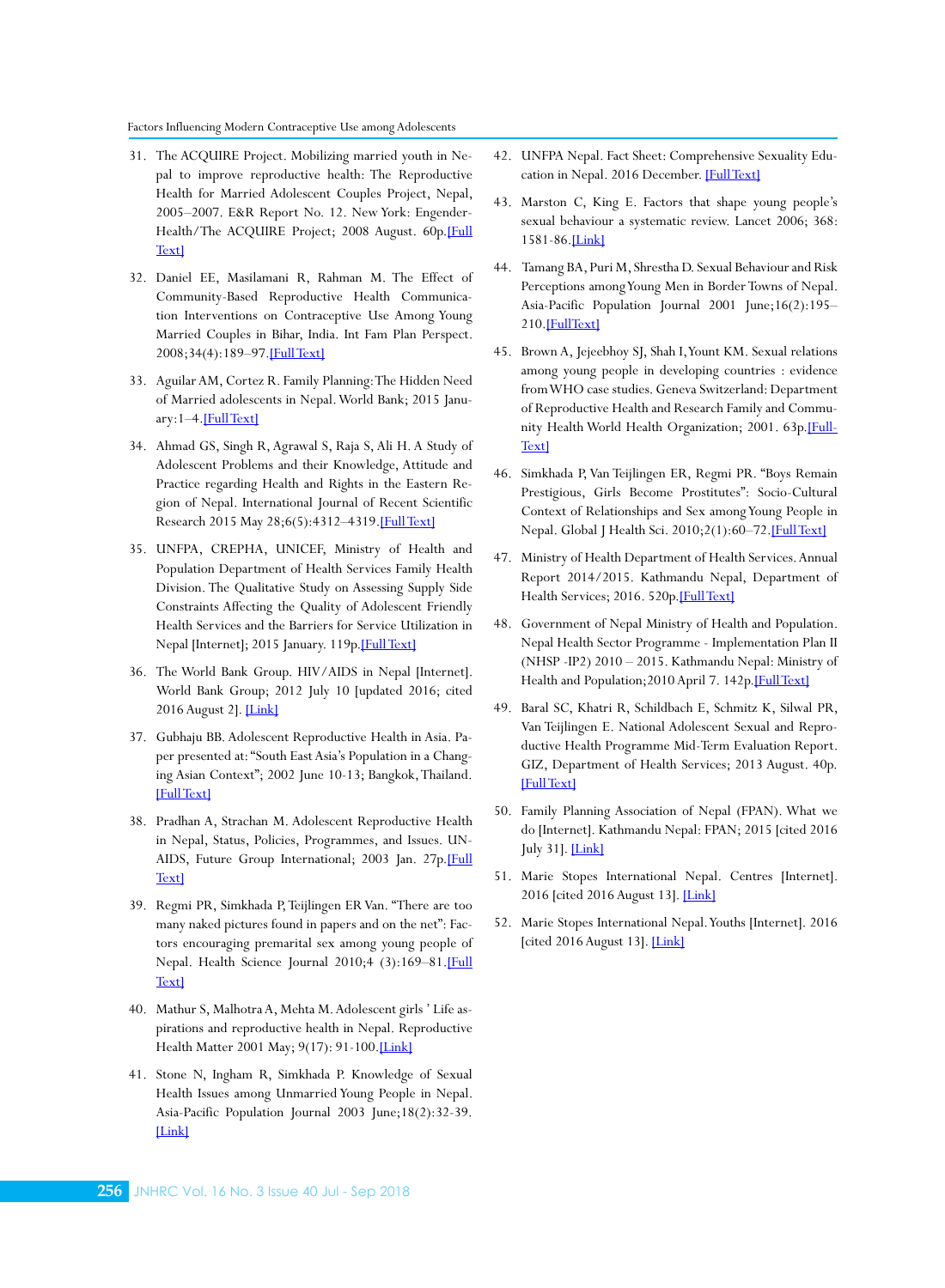31. The ACQUIRE Project. Mobilizing married youth in Nepal to improve reproductive health: The Reproductive Health for Married Adolescent Couples Project, Nepal, 2005–2007. E&R Report No. 12. New York: EngenderHealth/The ACQUIRE Project; 2008 August. 60p.[Full Text]

32. Daniel EE, Masilamani R, Rahman M. The Effect of Community-Based Reproductive Health Communication Interventions on Contraceptive Use Among Young Married Couples in Bihar, India. Int Fam Plan Perspect. 2008;34(4):189–97.[Full Text]

33. Aguilar AM, Cortez R. Family Planning: The Hidden Need of Married adolescents in Nepal. World Bank; 2015 January:1–4.[Full Text]

34. Ahmad GS, Singh R, Agrawal S, Raja S, Ali H. A Study of Adolescent Problems and their Knowledge, Attitude and Practice regarding Health and Rights in the Eastern Region of Nepal. International Journal of Recent Scientific Research 2015 May 28;6(5):4312–4319.[Full Text]

35. UNFPA, CREPHA, UNICEF, Ministry of Health and Population Department of Health Services Family Health Division. The Qualitative Study on Assessing Supply Side Constraints Affecting the Quality of Adolescent Friendly Health Services and the Barriers for Service Utilization in Nepal [Internet]; 2015 January. 119p.[Full Text]

36. The World Bank Group. HIV/AIDS in Nepal [Internet]. World Bank Group; 2012 July 10 [updated 2016; cited 2016 August 2]. [Link]

37. Gubhaju BB. Adolescent Reproductive Health in Asia. Paper presented at: "South East Asia's Population in a Changing Asian Context"; 2002 June 10-13; Bangkok, Thailand. [Full Text]

38. Pradhan A, Strachan M. Adolescent Reproductive Health in Nepal, Status, Policies, Programmes, and Issues. UNAIDS, Future Group International; 2003 Jan. 27p.[Full Text]

39. Regmi PR, Simkhada P, Teijlingen ER Van. "There are too many naked pictures found in papers and on the net": Factors encouraging premarital sex among young people of Nepal. Health Science Journal 2010;4 (3):169–81.[Full Text]

40. Mathur S, Malhotra A, Mehta M. Adolescent girls ' Life aspirations and reproductive health in Nepal. Reproductive Health Matter 2001 May; 9(17): 91-100.[Link]

41. Stone N, Ingham R, Simkhada P. Knowledge of Sexual Health Issues among Unmarried Young People in Nepal. Asia-Pacific Population Journal 2003 June;18(2):32-39. [Link]

42. UNFPA Nepal. Fact Sheet: Comprehensive Sexuality Education in Nepal. 2016 December. [Full Text]

43. Marston C, King E. Factors that shape young people's sexual behaviour a systematic review. Lancet 2006; 368: 1581-86.[Link]

44. Tamang BA, Puri M, Shrestha D. Sexual Behaviour and Risk Perceptions among Young Men in Border Towns of Nepal. Asia-Pacific Population Journal 2001 June;16(2):195–210.[Full Text]

45. Brown A, Jejeebhoy SJ, Shah I, Yount KM. Sexual relations among young people in developing countries : evidence from WHO case studies. Geneva Switzerland: Department of Reproductive Health and Research Family and Community Health World Health Organization; 2001. 63p.[Full-Text]

46. Simkhada P, Van Teijlingen ER, Regmi PR. "Boys Remain Prestigious, Girls Become Prostitutes": Socio-Cultural Context of Relationships and Sex among Young People in Nepal. Global J Health Sci. 2010;2(1):60–72.[Full Text]

47. Ministry of Health Department of Health Services. Annual Report 2014/2015. Kathmandu Nepal, Department of Health Services; 2016. 520p.[Full Text]

48. Government of Nepal Ministry of Health and Population. Nepal Health Sector Programme - Implementation Plan II (NHSP -IP2) 2010 – 2015. Kathmandu Nepal: Ministry of Health and Population;2010 April 7. 142p.[Full Text]

49. Baral SC, Khatri R, Schildbach E, Schmitz K, Silwal PR, Van Teijlingen E. National Adolescent Sexual and Reproductive Health Programme Mid-Term Evaluation Report. GIZ, Department of Health Services; 2013 August. 40p. [Full Text]

50. Family Planning Association of Nepal (FPAN). What we do [Internet]. Kathmandu Nepal: FPAN; 2015 [cited 2016 July 31]. [Link]

51. Marie Stopes International Nepal. Centres [Internet]. 2016 [cited 2016 August 13]. [Link]

52. Marie Stopes International Nepal. Youths [Internet]. 2016 [cited 2016 August 13]. [Link]